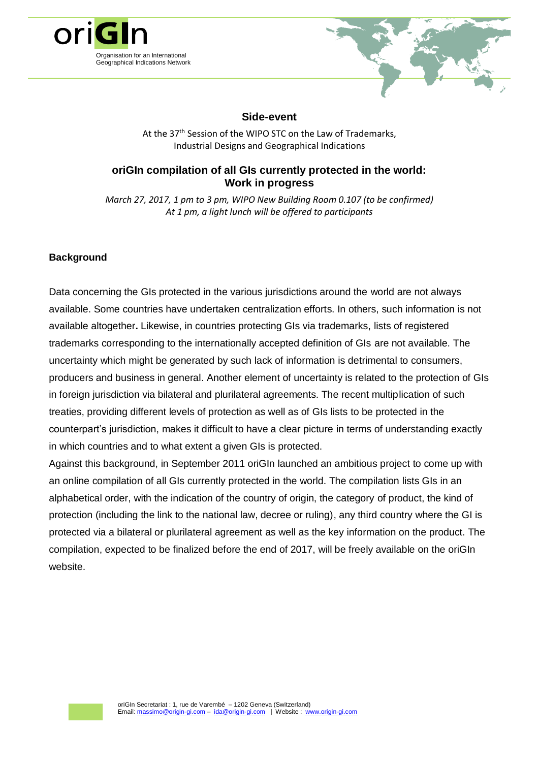oriGIn

Organisation for an International Geographical Indications Network

## Side-event

At the 37th Session of the WIPO STC on the Law of Trademarks, Industrial Designs and Geographical Indications

# oriGIn compilation of all GIs currently protected in the world: Work in progress

*March 27, 2017, 1 pm to 3 pm, WIPO New Building Room 0.107 (to be confirmed)*
*At 1 pm, a light lunch will be offered to participants*

### Background

Data concerning the GIs protected in the various jurisdictions around the world are not always available. Some countries have undertaken centralization efforts. In others, such information is not available altogether**.** Likewise, in countries protecting GIs via trademarks, lists of registered trademarks corresponding to the internationally accepted definition of GIs are not available. The uncertainty which might be generated by such lack of information is detrimental to consumers, producers and business in general. Another element of uncertainty is related to the protection of GIs in foreign jurisdiction via bilateral and plurilateral agreements. The recent multiplication of such treaties, providing different levels of protection as well as of GIs lists to be protected in the counterpart's jurisdiction, makes it difficult to have a clear picture in terms of understanding exactly in which countries and to what extent a given GIs is protected.

Against this background, in September 2011 oriGIn launched an ambitious project to come up with an online compilation of all GIs currently protected in the world. The compilation lists GIs in an alphabetical order, with the indication of the country of origin, the category of product, the kind of protection (including the link to the national law, decree or ruling), any third country where the GI is protected via a bilateral or plurilateral agreement as well as the key information on the product. The compilation, expected to be finalized before the end of 2017, will be freely available on the oriGIn website.

oriGIn Secretariat : 1, rue de Varembé – 1202 Geneva (Switzerland)
Email: massimo@origin-gi.com – ida@origin-gi.com | Website : www.origin-gi.com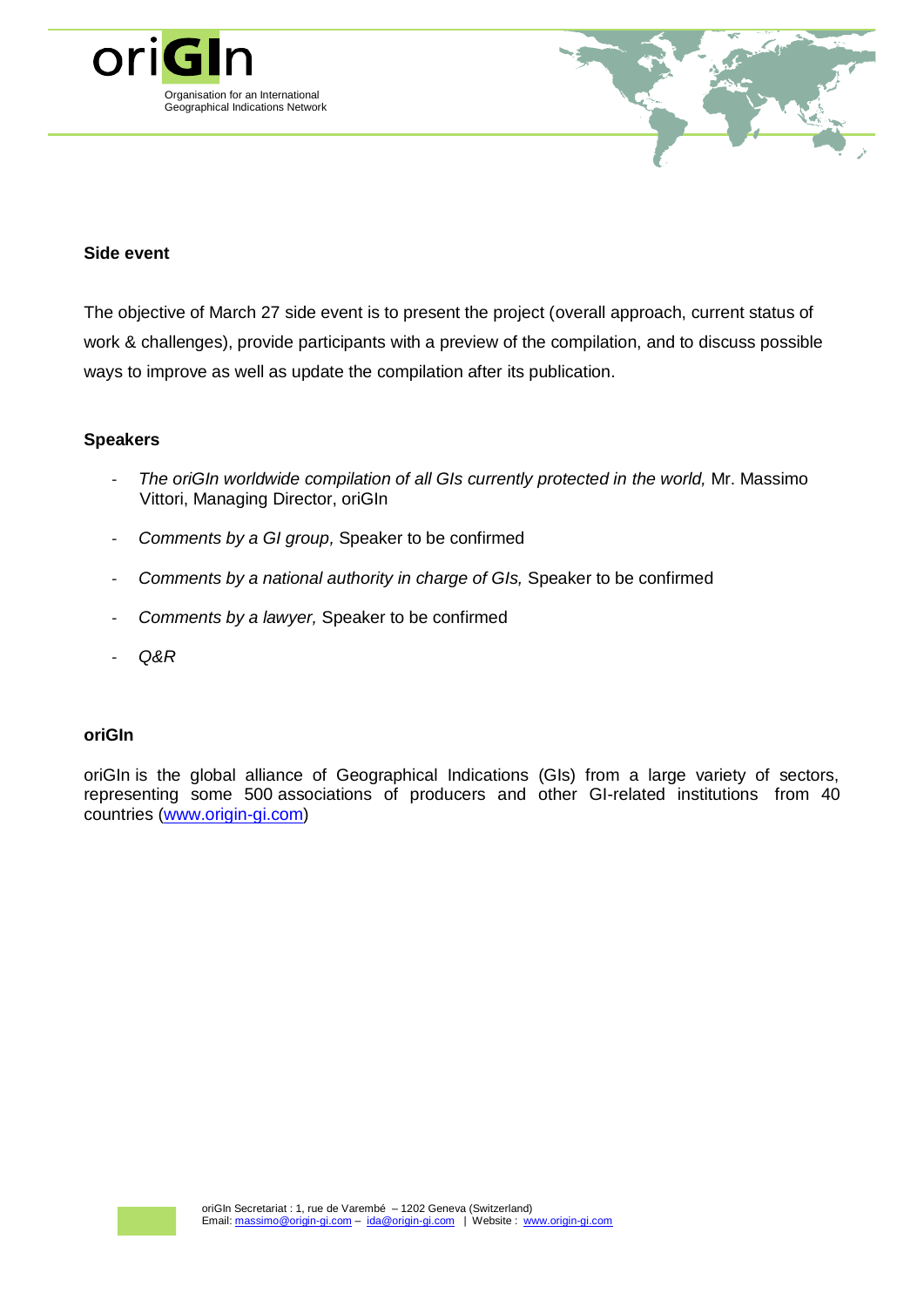**Side event**

The objective of March 27 side event is to present the project (overall approach, current status of work & challenges), provide participants with a preview of the compilation, and to discuss possible ways to improve as well as update the compilation after its publication.

**Speakers**

- *The oriGIn worldwide compilation of all GIs currently protected in the world,* Mr. Massimo Vittori, Managing Director, oriGIn
- *Comments by a GI group,* Speaker to be confirmed
- *Comments by a national authority in charge of GIs,* Speaker to be confirmed
- *Comments by a lawyer,* Speaker to be confirmed
- *Q&R*

**oriGIn**

oriGIn is the global alliance of Geographical Indications (GIs) from a large variety of sectors, representing some 500 associations of producers and other GI-related institutions from 40 countries (www.origin-gi.com)